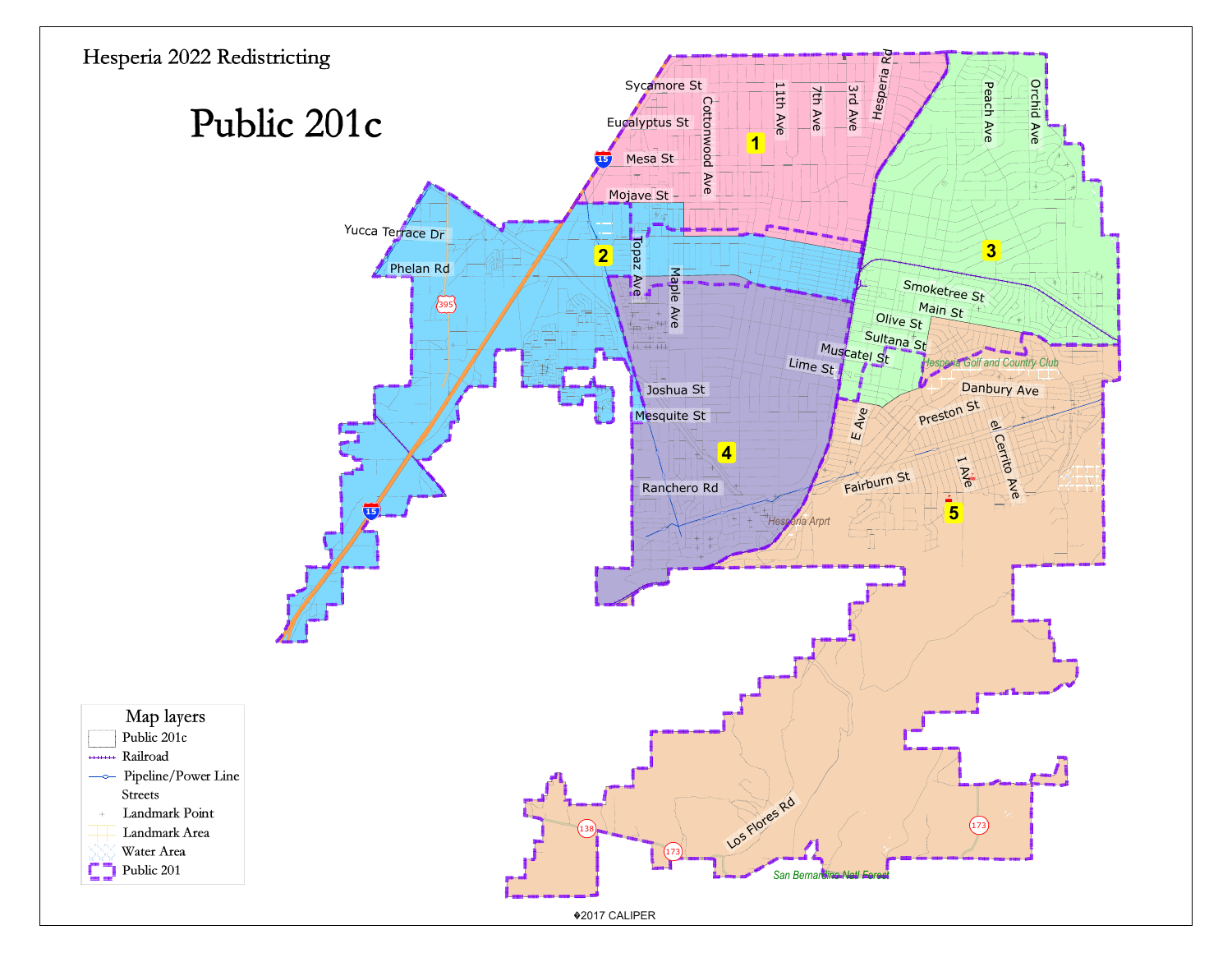Hesperia 2022 Redistricting

# Public 201c

Map layers

- Public 201c
- Railroad
- Pipeline/Power Line
- Streets
- Landmark Point
- Landmark Area
- Water Area
- Public 201

�2017 CALIPER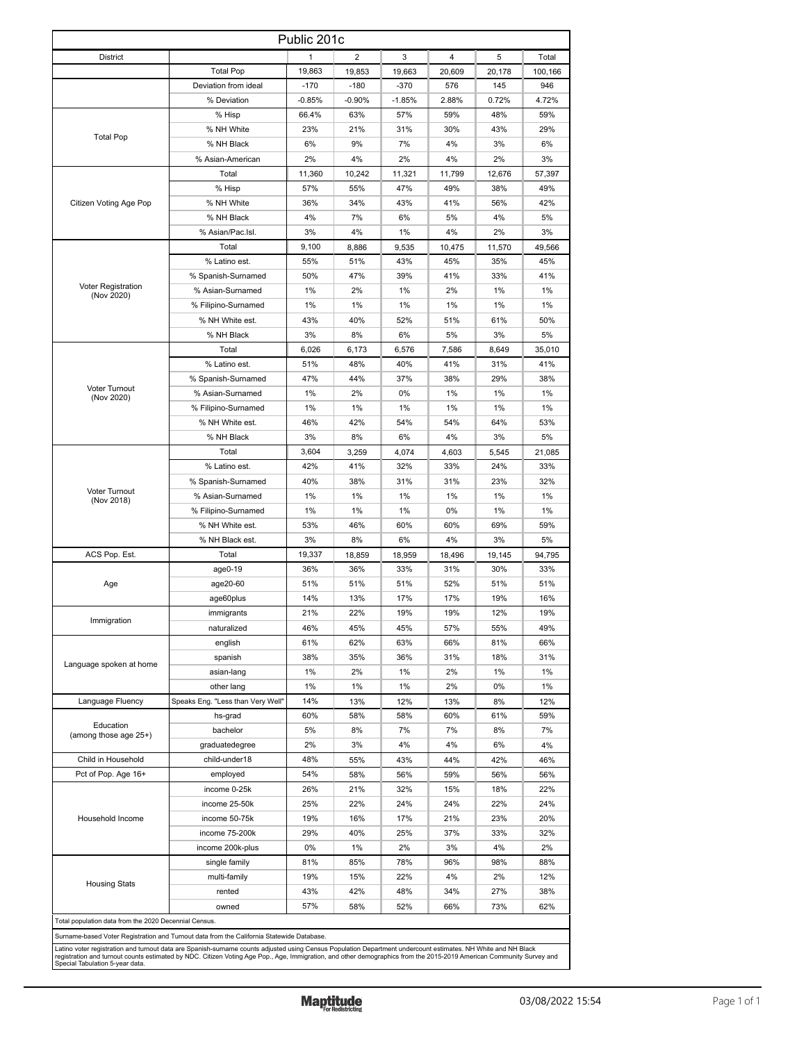# Public 201c

| District | | 1 | 2 | 3 | 4 | 5 | Total |
|---|---|---|---|---|---|---|---|
| | Total Pop | 19,863 | 19,853 | 19,663 | 20,609 | 20,178 | 100,166 |
| | Deviation from ideal | -170 | -180 | -370 | 576 | 145 | 946 |
| | % Deviation | -0.85% | -0.90% | -1.85% | 2.88% | 0.72% | 4.72% |
| Total Pop | % Hisp | 66.4% | 63% | 57% | 59% | 48% | 59% |
| | % NH White | 23% | 21% | 31% | 30% | 43% | 29% |
| | % NH Black | 6% | 9% | 7% | 4% | 3% | 6% |
| | % Asian-American | 2% | 4% | 2% | 4% | 2% | 3% |
| Citizen Voting Age Pop | Total | 11,360 | 10,242 | 11,321 | 11,799 | 12,676 | 57,397 |
| | % Hisp | 57% | 55% | 47% | 49% | 38% | 49% |
| | % NH White | 36% | 34% | 43% | 41% | 56% | 42% |
| | % NH Black | 4% | 7% | 6% | 5% | 4% | 5% |
| | % Asian/Pac.Isl. | 3% | 4% | 1% | 4% | 2% | 3% |
| Voter Registration (Nov 2020) | Total | 9,100 | 8,886 | 9,535 | 10,475 | 11,570 | 49,566 |
| | % Latino est. | 55% | 51% | 43% | 45% | 35% | 45% |
| | % Spanish-Surnamed | 50% | 47% | 39% | 41% | 33% | 41% |
| | % Asian-Surnamed | 1% | 2% | 1% | 2% | 1% | 1% |
| | % Filipino-Surnamed | 1% | 1% | 1% | 1% | 1% | 1% |
| | % NH White est. | 43% | 40% | 52% | 51% | 61% | 50% |
| | % NH Black | 3% | 8% | 6% | 5% | 3% | 5% |
| Voter Turnout (Nov 2020) | Total | 6,026 | 6,173 | 6,576 | 7,586 | 8,649 | 35,010 |
| | % Latino est. | 51% | 48% | 40% | 41% | 31% | 41% |
| | % Spanish-Surnamed | 47% | 44% | 37% | 38% | 29% | 38% |
| | % Asian-Surnamed | 1% | 2% | 0% | 1% | 1% | 1% |
| | % Filipino-Surnamed | 1% | 1% | 1% | 1% | 1% | 1% |
| | % NH White est. | 46% | 42% | 54% | 54% | 64% | 53% |
| | % NH Black | 3% | 8% | 6% | 4% | 3% | 5% |
| Voter Turnout (Nov 2018) | Total | 3,604 | 3,259 | 4,074 | 4,603 | 5,545 | 21,085 |
| | % Latino est. | 42% | 41% | 32% | 33% | 24% | 33% |
| | % Spanish-Surnamed | 40% | 38% | 31% | 31% | 23% | 32% |
| | % Asian-Surnamed | 1% | 1% | 1% | 1% | 1% | 1% |
| | % Filipino-Surnamed | 1% | 1% | 1% | 0% | 1% | 1% |
| | % NH White est. | 53% | 46% | 60% | 60% | 69% | 59% |
| | % NH Black est. | 3% | 8% | 6% | 4% | 3% | 5% |
| ACS Pop. Est. | Total | 19,337 | 18,859 | 18,959 | 18,496 | 19,145 | 94,795 |
| Age | age0-19 | 36% | 36% | 33% | 31% | 30% | 33% |
| | age20-60 | 51% | 51% | 51% | 52% | 51% | 51% |
| | age60plus | 14% | 13% | 17% | 17% | 19% | 16% |
| Immigration | immigrants | 21% | 22% | 19% | 19% | 12% | 19% |
| | naturalized | 46% | 45% | 45% | 57% | 55% | 49% |
| Language spoken at home | english | 61% | 62% | 63% | 66% | 81% | 66% |
| | spanish | 38% | 35% | 36% | 31% | 18% | 31% |
| | asian-lang | 1% | 2% | 1% | 2% | 1% | 1% |
| | other lang | 1% | 1% | 1% | 2% | 0% | 1% |
| Language Fluency | Speaks Eng. "Less than Very Well" | 14% | 13% | 12% | 13% | 8% | 12% |
| Education (among those age 25+) | hs-grad | 60% | 58% | 58% | 60% | 61% | 59% |
| | bachelor | 5% | 8% | 7% | 7% | 8% | 7% |
| | graduatedegree | 2% | 3% | 4% | 4% | 6% | 4% |
| Child in Household | child-under18 | 48% | 55% | 43% | 44% | 42% | 46% |
| Pct of Pop. Age 16+ | employed | 54% | 58% | 56% | 59% | 56% | 56% |
| Household Income | income 0-25k | 26% | 21% | 32% | 15% | 18% | 22% |
| | income 25-50k | 25% | 22% | 24% | 24% | 22% | 24% |
| | income 50-75k | 19% | 16% | 17% | 21% | 23% | 20% |
| | income 75-200k | 29% | 40% | 25% | 37% | 33% | 32% |
| | income 200k-plus | 0% | 1% | 2% | 3% | 4% | 2% |
| Housing Stats | single family | 81% | 85% | 78% | 96% | 98% | 88% |
| | multi-family | 19% | 15% | 22% | 4% | 2% | 12% |
| | rented | 43% | 42% | 48% | 34% | 27% | 38% |
| | owned | 57% | 58% | 52% | 66% | 73% | 62% |

Total population data from the 2020 Decennial Census.

Surname-based Voter Registration and Turnout data from the California Statewide Database.

Latino voter registration and turnout data are Spanish-surname counts adjusted using Census Population Department undercount estimates. NH White and NH Black registration and turnout counts estimated by NDC. Citizen Voting Age Pop., Age, Immigration, and other demographics from the 2015-2019 American Community Survey and Special Tabulation 5-year data.

03/08/2022 15:54